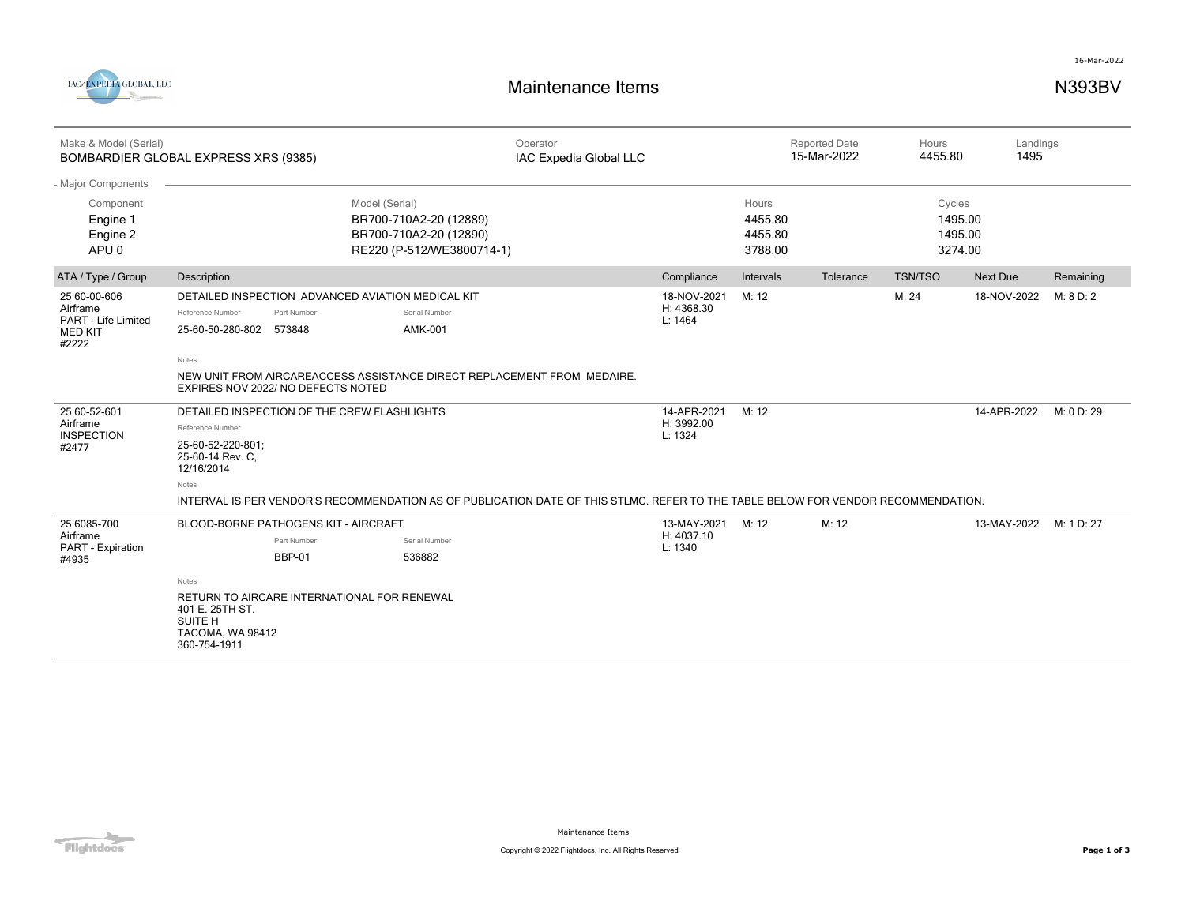16-Mar-2022

IAC/EXPEDIA GLOBAL, LLC

# Maintenance Items

**N393BV**

| Make & Model (Serial) | Operator | Reported Date | Hours | Landings |
|---|---|---|---|---|
| BOMBARDIER GLOBAL EXPRESS XRS (9385) | IAC Expedia Global LLC | 15-Mar-2022 | 4455.80 | 1495 |

## Major Components

| Component | Model (Serial) | Hours | Cycles |
|---|---|---|---|
| Engine 1 | BR700-710A2-20 (12889) | 4455.80 | 1495.00 |
| Engine 2 | BR700-710A2-20 (12890) | 4455.80 | 1495.00 |
| APU 0 | RE220 (P-512/WE3800714-1) | 3788.00 | 3274.00 |

| ATA / Type / Group | Description | Compliance | Intervals | Tolerance | TSN/TSO | Next Due | Remaining |
|---|---|---|---|---|---|---|---|
| 25 60-00-606<br>Airframe<br>PART - Life Limited<br>MED KIT<br>#2222 | DETAILED INSPECTION ADVANCED AVIATION MEDICAL KIT<br>Reference Number: 25-60-50-280-802<br>Part Number: 573848<br>Serial Number: AMK-001<br>Notes: NEW UNIT FROM AIRCAREACCESS ASSISTANCE DIRECT REPLACEMENT FROM MEDAIRE. EXPIRES NOV 2022/ NO DEFECTS NOTED | 18-NOV-2021<br>H: 4368.30<br>L: 1464 | M: 12 | | M: 24 | 18-NOV-2022 | M: 8 D: 2 |
| 25 60-52-601<br>Airframe<br>INSPECTION<br>#2477 | DETAILED INSPECTION OF THE CREW FLASHLIGHTS<br>Reference Number: 25-60-52-220-801; 25-60-14 Rev. C, 12/16/2014<br>Notes: INTERVAL IS PER VENDOR'S RECOMMENDATION AS OF PUBLICATION DATE OF THIS STLMC. REFER TO THE TABLE BELOW FOR VENDOR RECOMMENDATION. | 14-APR-2021<br>H: 3992.00<br>L: 1324 | M: 12 | | | 14-APR-2022 | M: 0 D: 29 |
| 25 6085-700<br>Airframe<br>PART - Expiration<br>#4935 | BLOOD-BORNE PATHOGENS KIT - AIRCRAFT<br>Part Number: BBP-01<br>Serial Number: 536882<br>Notes: RETURN TO AIRCARE INTERNATIONAL FOR RENEWAL<br>401 E. 25TH ST.<br>SUITE H<br>TACOMA, WA 98412<br>360-754-1911 | 13-MAY-2021<br>H: 4037.10<br>L: 1340 | M: 12 | M: 12 | | 13-MAY-2022 | M: 1 D: 27 |

Maintenance Items

Copyright © 2022 Flightdocs, Inc. All Rights Reserved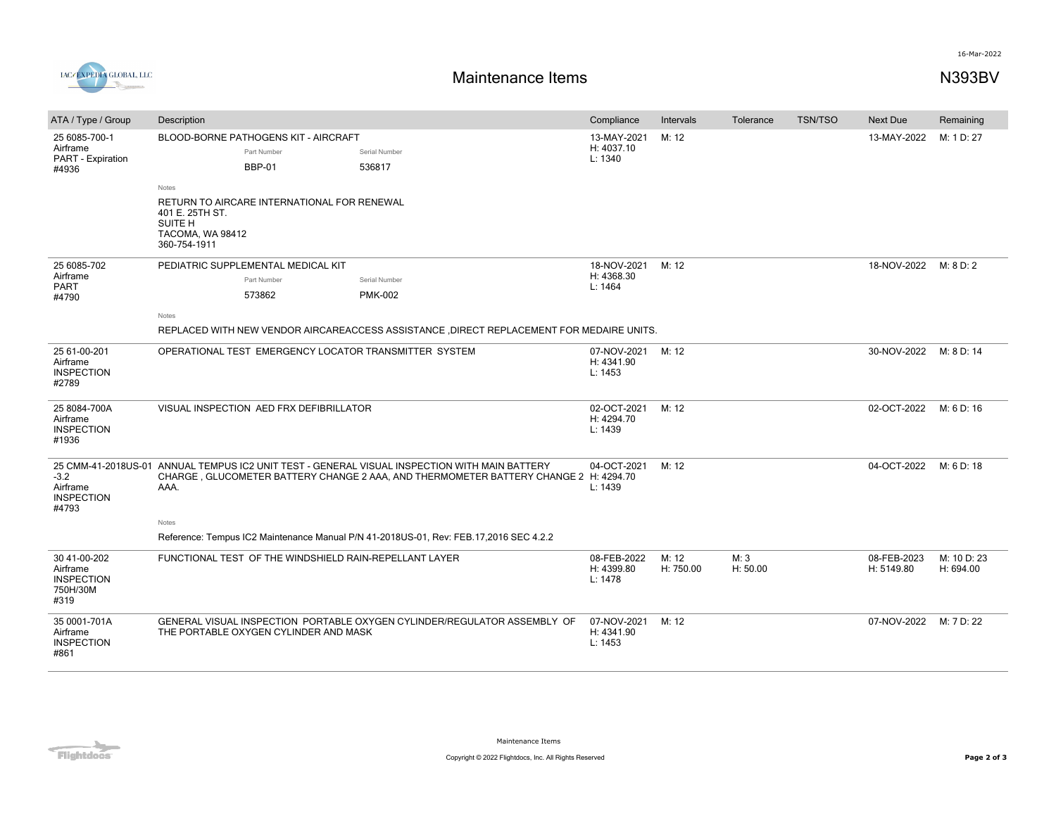16-Mar-2022

# Maintenance Items

N393BV

| ATA / Type / Group | Description | Compliance | Intervals | Tolerance | TSN/TSO | Next Due | Remaining |
|---|---|---|---|---|---|---|---|
| 25 6085-700-1<br>Airframe<br>PART - Expiration<br>#4936 | BLOOD-BORNE PATHOGENS KIT - AIRCRAFT<br>Part Number: BBP-01<br>Serial Number: 536817<br>Notes<br>RETURN TO AIRCARE INTERNATIONAL FOR RENEWAL<br>401 E. 25TH ST.<br>SUITE H<br>TACOMA, WA 98412<br>360-754-1911 | 13-MAY-2021<br>H: 4037.10<br>L: 1340 | M: 12 | | | 13-MAY-2022 | M: 1 D: 27 |
| 25 6085-702<br>Airframe<br>PART<br>#4790 | PEDIATRIC SUPPLEMENTAL MEDICAL KIT<br>Part Number: 573862<br>Serial Number: PMK-002<br>Notes<br>REPLACED WITH NEW VENDOR AIRCAREACCESS ASSISTANCE ,DIRECT REPLACEMENT FOR MEDAIRE UNITS. | 18-NOV-2021<br>H: 4368.30<br>L: 1464 | M: 12 | | | 18-NOV-2022 | M: 8 D: 2 |
| 25 61-00-201<br>Airframe<br>INSPECTION<br>#2789 | OPERATIONAL TEST EMERGENCY LOCATOR TRANSMITTER SYSTEM | 07-NOV-2021<br>H: 4341.90<br>L: 1453 | M: 12 | | | 30-NOV-2022 | M: 8 D: 14 |
| 25 8084-700A<br>Airframe<br>INSPECTION<br>#1936 | VISUAL INSPECTION AED FRX DEFIBRILLATOR | 02-OCT-2021<br>H: 4294.70<br>L: 1439 | M: 12 | | | 02-OCT-2022 | M: 6 D: 16 |
| 25 CMM-41-2018US-01-3.2<br>Airframe<br>INSPECTION<br>#4793 | ANNUAL TEMPUS IC2 UNIT TEST - GENERAL VISUAL INSPECTION WITH MAIN BATTERY CHARGE , GLUCOMETER BATTERY CHANGE 2 AAA, AND THERMOMETER BATTERY CHANGE 2 AAA.<br>Notes<br>Reference: Tempus IC2 Maintenance Manual P/N 41-2018US-01, Rev: FEB.17,2016 SEC 4.2.2 | 04-OCT-2021<br>H: 4294.70<br>L: 1439 | M: 12 | | | 04-OCT-2022 | M: 6 D: 18 |
| 30 41-00-202<br>Airframe<br>INSPECTION<br>750H/30M<br>#319 | FUNCTIONAL TEST OF THE WINDSHIELD RAIN-REPELLANT LAYER | 08-FEB-2022<br>H: 4399.80<br>L: 1478 | M: 12<br>H: 750.00 | M: 3<br>H: 50.00 | | 08-FEB-2023<br>H: 5149.80 | M: 10 D: 23<br>H: 694.00 |
| 35 0001-701A<br>Airframe<br>INSPECTION<br>#861 | GENERAL VISUAL INSPECTION PORTABLE OXYGEN CYLINDER/REGULATOR ASSEMBLY OF THE PORTABLE OXYGEN CYLINDER AND MASK | 07-NOV-2021<br>H: 4341.90<br>L: 1453 | M: 12 | | | 07-NOV-2022 | M: 7 D: 22 |

Copyright © 2022 Flightdocs, Inc. All Rights Reserved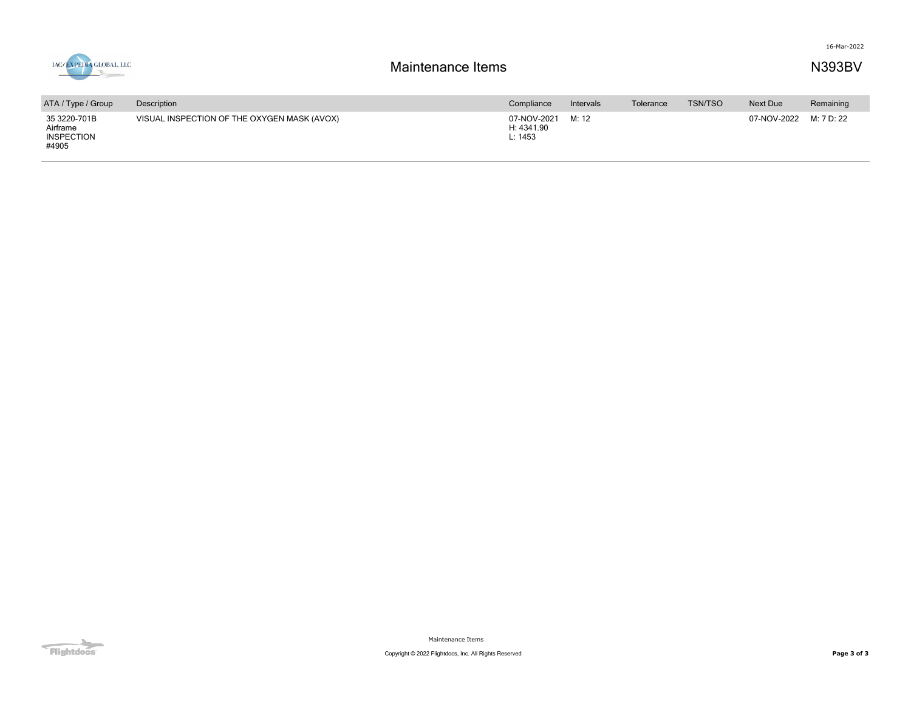16-Mar-2022

IAC/EXPEDIA GLOBAL, LLC

# Maintenance Items

N393BV

| ATA / Type / Group | Description | Compliance | Intervals | Tolerance | TSN/TSO | Next Due | Remaining |
|---|---|---|---|---|---|---|---|
| 35 3220-701B<br>Airframe<br>INSPECTION<br>#4905 | VISUAL INSPECTION OF THE OXYGEN MASK (AVOX) | 07-NOV-2021<br>H: 4341.90<br>L: 1453 | M: 12 | | | 07-NOV-2022 | M: 7 D: 22 |